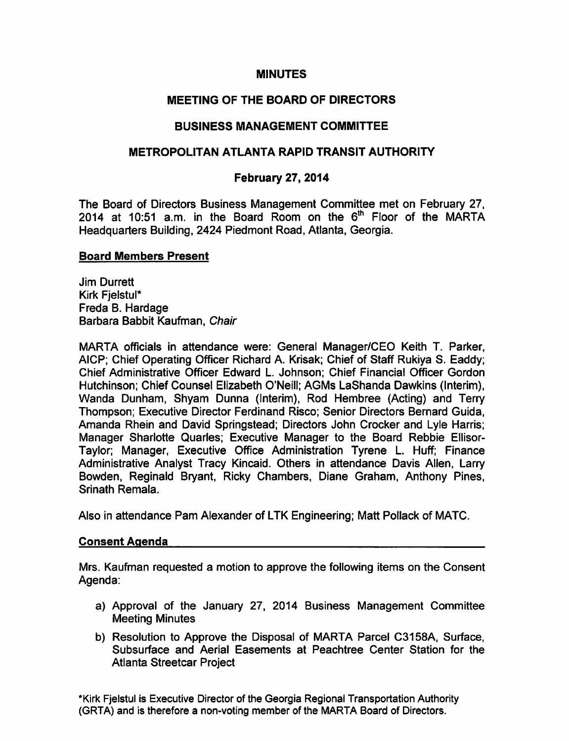# MINUTES

## MEETING OF THE BOARD OF DIRECTORS

## BUSINESS MANAGEMENT COMMITTEE

## METROPOLITAN ATLANTA RAPID TRANSIT AUTHORITY

### February 27, 2014

The Board of Directors Business Management Committee met on February 27, 2014 at 10:51 a.m. in the Board Room on the 6th Floor of the MARTA Headquarters Building, 2424 Piedmont Road, Atlanta, Georgia.

**Board Members Present**

Jim Durrett
Kirk Fjelstul*
Freda B. Hardage
Barbara Babbit Kaufman, *Chair*

MARTA officials in attendance were: General Manager/CEO Keith T. Parker, AICP; Chief Operating Officer Richard A. Krisak; Chief of Staff Rukiya S. Eaddy; Chief Administrative Officer Edward L. Johnson; Chief Financial Officer Gordon Hutchinson; Chief Counsel Elizabeth O'Neill; AGMs LaShanda Dawkins (Interim), Wanda Dunham, Shyam Dunna (Interim), Rod Hembree (Acting) and Terry Thompson; Executive Director Ferdinand Risco; Senior Directors Bernard Guida, Amanda Rhein and David Springstead; Directors John Crocker and Lyle Harris; Manager Sharlotte Quarles; Executive Manager to the Board Rebbie Ellisor-Taylor; Manager, Executive Office Administration Tyrene L. Huff; Finance Administrative Analyst Tracy Kincaid. Others in attendance Davis Allen, Larry Bowden, Reginald Bryant, Ricky Chambers, Diane Graham, Anthony Pines, Srinath Remala.

Also in attendance Pam Alexander of LTK Engineering; Matt Pollack of MATC.

**Consent Agenda**

Mrs. Kaufman requested a motion to approve the following items on the Consent Agenda:

a) Approval of the January 27, 2014 Business Management Committee Meeting Minutes
b) Resolution to Approve the Disposal of MARTA Parcel C3158A, Surface, Subsurface and Aerial Easements at Peachtree Center Station for the Atlanta Streetcar Project

*Kirk Fjelstul is Executive Director of the Georgia Regional Transportation Authority (GRTA) and is therefore a non-voting member of the MARTA Board of Directors.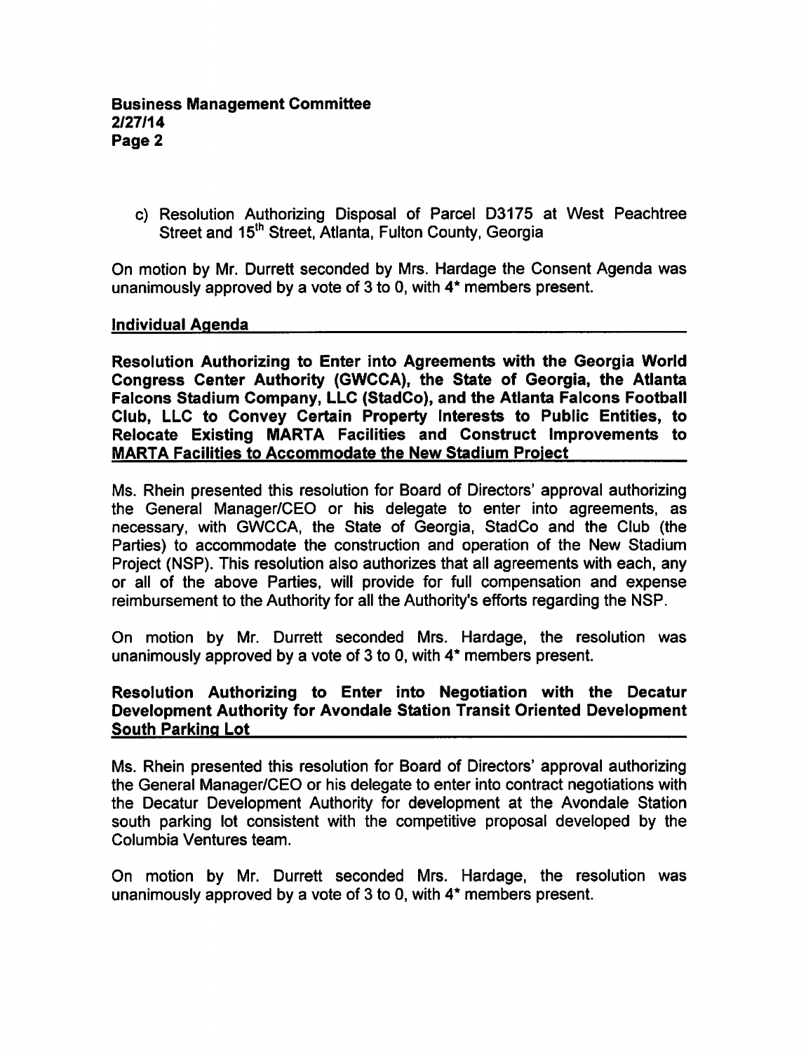c) Resolution Authorizing Disposal of Parcel D3175 at West Peachtree Street and 15th Street, Atlanta, Fulton County, Georgia

On motion by Mr. Durrett seconded by Mrs. Hardage the Consent Agenda was unanimously approved by a vote of 3 to 0, with 4* members present.

## Individual Agenda

**Resolution Authorizing to Enter into Agreements with the Georgia World Congress Center Authority (GWCCA), the State of Georgia, the Atlanta Falcons Stadium Company, LLC (StadCo), and the Atlanta Falcons Football Club, LLC to Convey Certain Property Interests to Public Entities, to Relocate Existing MARTA Facilities and Construct Improvements to MARTA Facilities to Accommodate the New Stadium Project**

Ms. Rhein presented this resolution for Board of Directors' approval authorizing the General Manager/CEO or his delegate to enter into agreements, as necessary, with GWCCA, the State of Georgia, StadCo and the Club (the Parties) to accommodate the construction and operation of the New Stadium Project (NSP). This resolution also authorizes that all agreements with each, any or all of the above Parties, will provide for full compensation and expense reimbursement to the Authority for all the Authority's efforts regarding the NSP.

On motion by Mr. Durrett seconded Mrs. Hardage, the resolution was unanimously approved by a vote of 3 to 0, with 4* members present.

**Resolution Authorizing to Enter into Negotiation with the Decatur Development Authority for Avondale Station Transit Oriented Development South Parking Lot**

Ms. Rhein presented this resolution for Board of Directors' approval authorizing the General Manager/CEO or his delegate to enter into contract negotiations with the Decatur Development Authority for development at the Avondale Station south parking lot consistent with the competitive proposal developed by the Columbia Ventures team.

On motion by Mr. Durrett seconded Mrs. Hardage, the resolution was unanimously approved by a vote of 3 to 0, with 4* members present.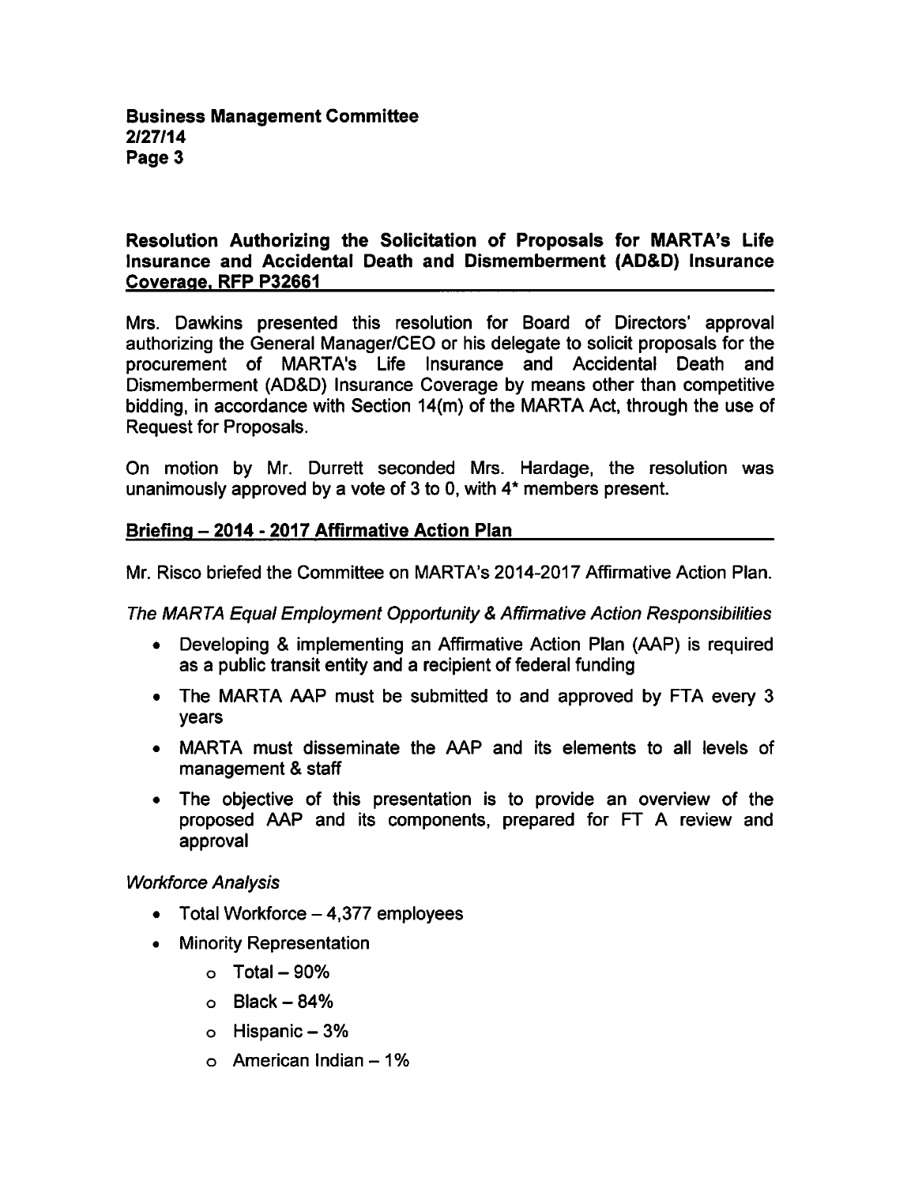## Resolution Authorizing the Solicitation of Proposals for MARTA's Life Insurance and Accidental Death and Dismemberment (AD&D) Insurance Coverage, RFP P32661

Mrs. Dawkins presented this resolution for Board of Directors' approval authorizing the General Manager/CEO or his delegate to solicit proposals for the procurement of MARTA's Life Insurance and Accidental Death and Dismemberment (AD&D) Insurance Coverage by means other than competitive bidding, in accordance with Section 14(m) of the MARTA Act, through the use of Request for Proposals.

On motion by Mr. Durrett seconded Mrs. Hardage, the resolution was unanimously approved by a vote of 3 to 0, with 4* members present.

## Briefing – 2014 - 2017 Affirmative Action Plan

Mr. Risco briefed the Committee on MARTA's 2014-2017 Affirmative Action Plan.

*The MARTA Equal Employment Opportunity & Affirmative Action Responsibilities*

- Developing & implementing an Affirmative Action Plan (AAP) is required as a public transit entity and a recipient of federal funding
- The MARTA AAP must be submitted to and approved by FTA every 3 years
- MARTA must disseminate the AAP and its elements to all levels of management & staff
- The objective of this presentation is to provide an overview of the proposed AAP and its components, prepared for FT A review and approval

*Workforce Analysis*

- Total Workforce – 4,377 employees
- Minority Representation
  - Total – 90%
  - Black – 84%
  - Hispanic – 3%
  - American Indian – 1%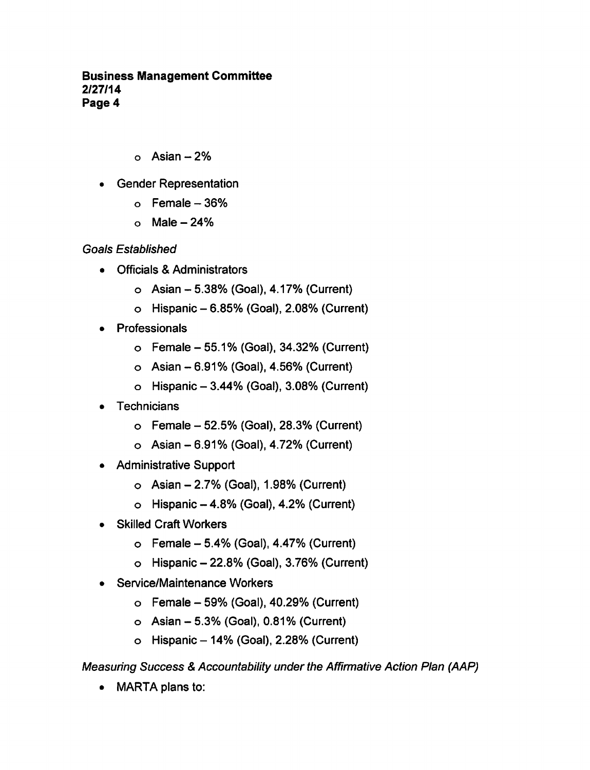- Asian – 2%

- Gender Representation
  - Female – 36%
  - Male – 24%

*Goals Established*

- Officials & Administrators
  - Asian – 5.38% (Goal), 4.17% (Current)
  - Hispanic – 6.85% (Goal), 2.08% (Current)
- Professionals
  - Female – 55.1% (Goal), 34.32% (Current)
  - Asian – 6.91% (Goal), 4.56% (Current)
  - Hispanic – 3.44% (Goal), 3.08% (Current)
- Technicians
  - Female – 52.5% (Goal), 28.3% (Current)
  - Asian – 6.91% (Goal), 4.72% (Current)
- Administrative Support
  - Asian – 2.7% (Goal), 1.98% (Current)
  - Hispanic – 4.8% (Goal), 4.2% (Current)
- Skilled Craft Workers
  - Female – 5.4% (Goal), 4.47% (Current)
  - Hispanic – 22.8% (Goal), 3.76% (Current)
- Service/Maintenance Workers
  - Female – 59% (Goal), 40.29% (Current)
  - Asian – 5.3% (Goal), 0.81% (Current)
  - Hispanic – 14% (Goal), 2.28% (Current)

*Measuring Success & Accountability under the Affirmative Action Plan (AAP)*

- MARTA plans to: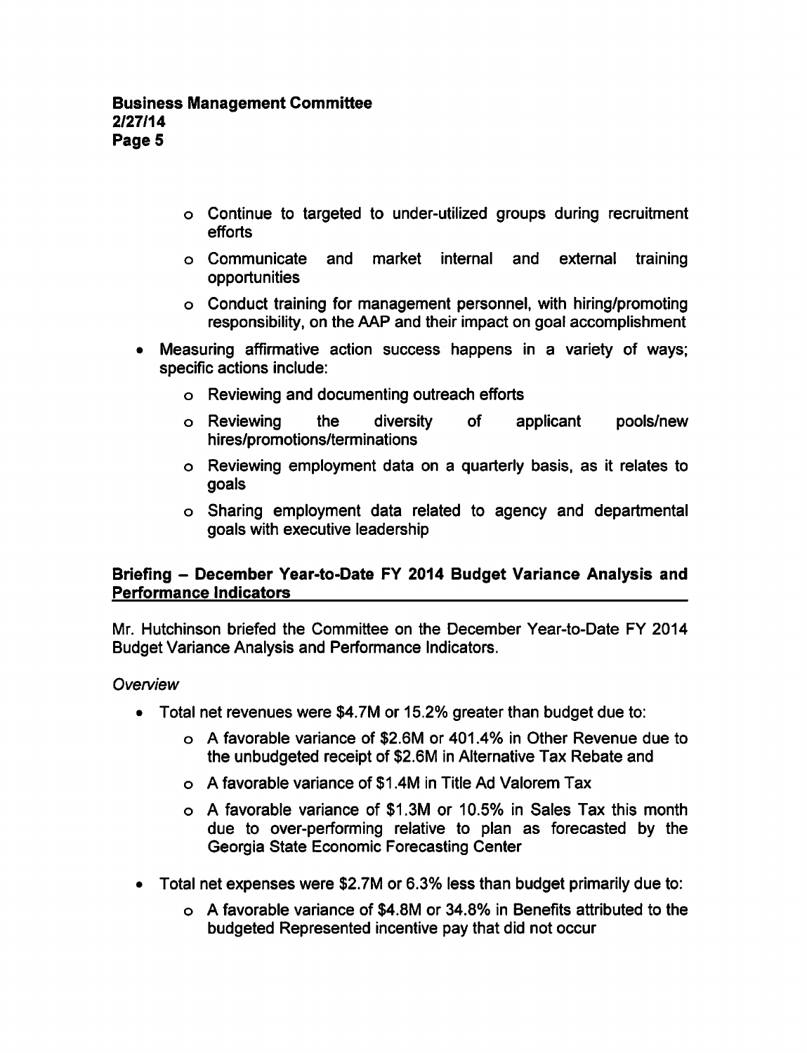- Continue to targeted to under-utilized groups during recruitment efforts
- Communicate and market internal and external training opportunities
- Conduct training for management personnel, with hiring/promoting responsibility, on the AAP and their impact on goal accomplishment

- Measuring affirmative action success happens in a variety of ways; specific actions include:
  - Reviewing and documenting outreach efforts
  - Reviewing the diversity of applicant pools/new hires/promotions/terminations
  - Reviewing employment data on a quarterly basis, as it relates to goals
  - Sharing employment data related to agency and departmental goals with executive leadership

## Briefing – December Year-to-Date FY 2014 Budget Variance Analysis and Performance Indicators

Mr. Hutchinson briefed the Committee on the December Year-to-Date FY 2014 Budget Variance Analysis and Performance Indicators.

*Overview*

- Total net revenues were $4.7M or 15.2% greater than budget due to:
  - A favorable variance of $2.6M or 401.4% in Other Revenue due to the unbudgeted receipt of $2.6M in Alternative Tax Rebate and
  - A favorable variance of $1.4M in Title Ad Valorem Tax
  - A favorable variance of $1.3M or 10.5% in Sales Tax this month due to over-performing relative to plan as forecasted by the Georgia State Economic Forecasting Center
- Total net expenses were $2.7M or 6.3% less than budget primarily due to:
  - A favorable variance of $4.8M or 34.8% in Benefits attributed to the budgeted Represented incentive pay that did not occur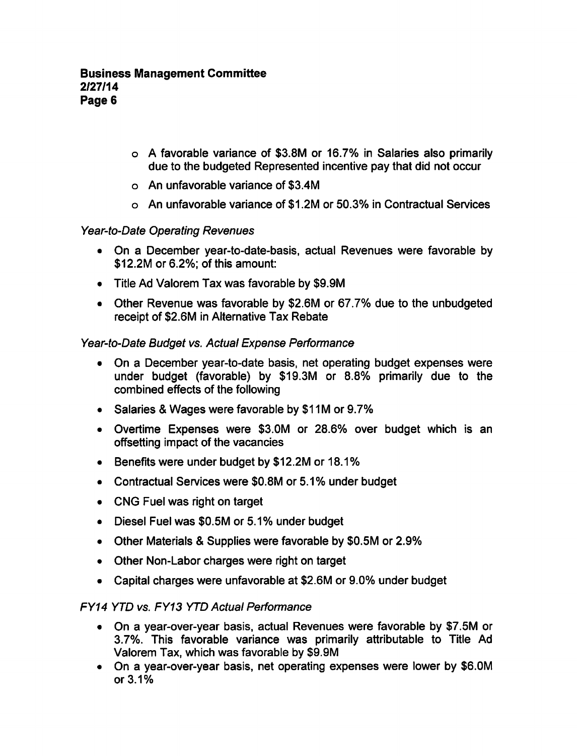- A favorable variance of \$3.8M or 16.7% in Salaries also primarily due to the budgeted Represented incentive pay that did not occur
  - An unfavorable variance of \$3.4M
  - An unfavorable variance of \$1.2M or 50.3% in Contractual Services

*Year-to-Date Operating Revenues*

- On a December year-to-date-basis, actual Revenues were favorable by \$12.2M or 6.2%; of this amount:
- Title Ad Valorem Tax was favorable by \$9.9M
- Other Revenue was favorable by \$2.6M or 67.7% due to the unbudgeted receipt of \$2.6M in Alternative Tax Rebate

*Year-to-Date Budget vs. Actual Expense Performance*

- On a December year-to-date basis, net operating budget expenses were under budget (favorable) by \$19.3M or 8.8% primarily due to the combined effects of the following
- Salaries & Wages were favorable by \$11M or 9.7%
- Overtime Expenses were \$3.0M or 28.6% over budget which is an offsetting impact of the vacancies
- Benefits were under budget by \$12.2M or 18.1%
- Contractual Services were \$0.8M or 5.1% under budget
- CNG Fuel was right on target
- Diesel Fuel was \$0.5M or 5.1% under budget
- Other Materials & Supplies were favorable by \$0.5M or 2.9%
- Other Non-Labor charges were right on target
- Capital charges were unfavorable at \$2.6M or 9.0% under budget

*FY14 YTD vs. FY13 YTD Actual Performance*

- On a year-over-year basis, actual Revenues were favorable by \$7.5M or 3.7%. This favorable variance was primarily attributable to Title Ad Valorem Tax, which was favorable by \$9.9M
- On a year-over-year basis, net operating expenses were lower by \$6.0M or 3.1%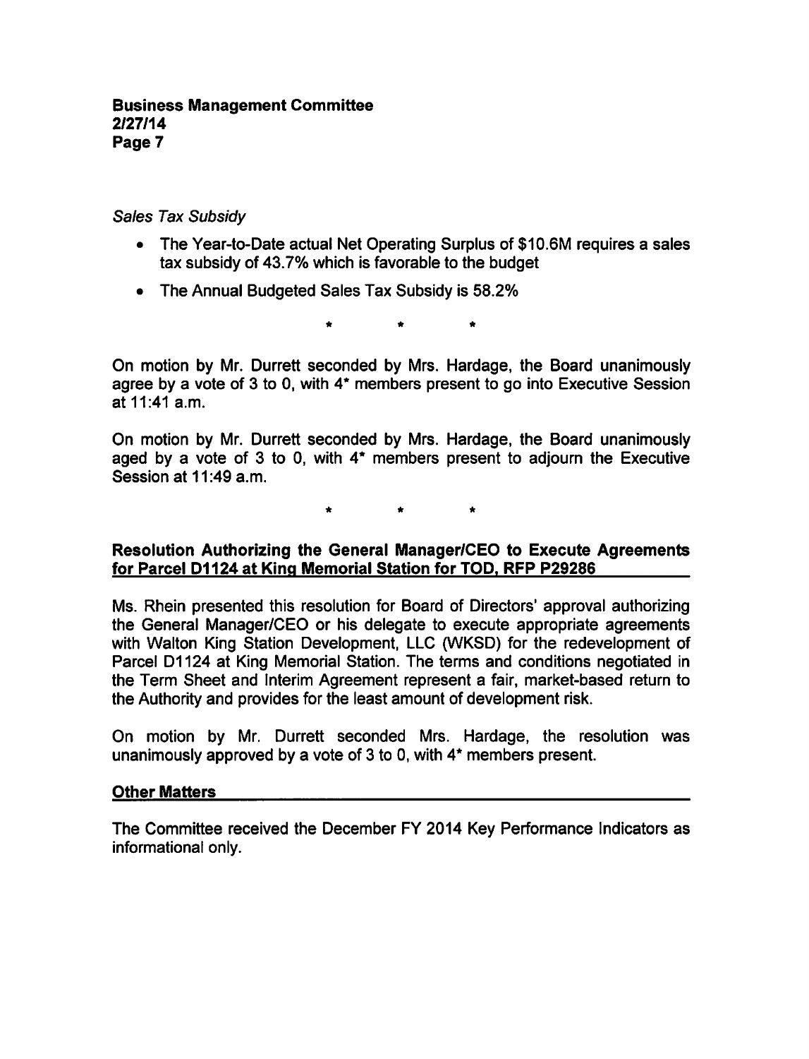*Sales Tax Subsidy*

- The Year-to-Date actual Net Operating Surplus of $10.6M requires a sales tax subsidy of 43.7% which is favorable to the budget
- The Annual Budgeted Sales Tax Subsidy is 58.2%

\* \* \*

On motion by Mr. Durrett seconded by Mrs. Hardage, the Board unanimously agree by a vote of 3 to 0, with 4* members present to go into Executive Session at 11:41 a.m.

On motion by Mr. Durrett seconded by Mrs. Hardage, the Board unanimously aged by a vote of 3 to 0, with 4* members present to adjourn the Executive Session at 11:49 a.m.

\* \* \*

**Resolution Authorizing the General Manager/CEO to Execute Agreements for Parcel D1124 at King Memorial Station for TOD, RFP P29286**

Ms. Rhein presented this resolution for Board of Directors' approval authorizing the General Manager/CEO or his delegate to execute appropriate agreements with Walton King Station Development, LLC (WKSD) for the redevelopment of Parcel D1124 at King Memorial Station. The terms and conditions negotiated in the Term Sheet and Interim Agreement represent a fair, market-based return to the Authority and provides for the least amount of development risk.

On motion by Mr. Durrett seconded Mrs. Hardage, the resolution was unanimously approved by a vote of 3 to 0, with 4* members present.

**Other Matters**

The Committee received the December FY 2014 Key Performance Indicators as informational only.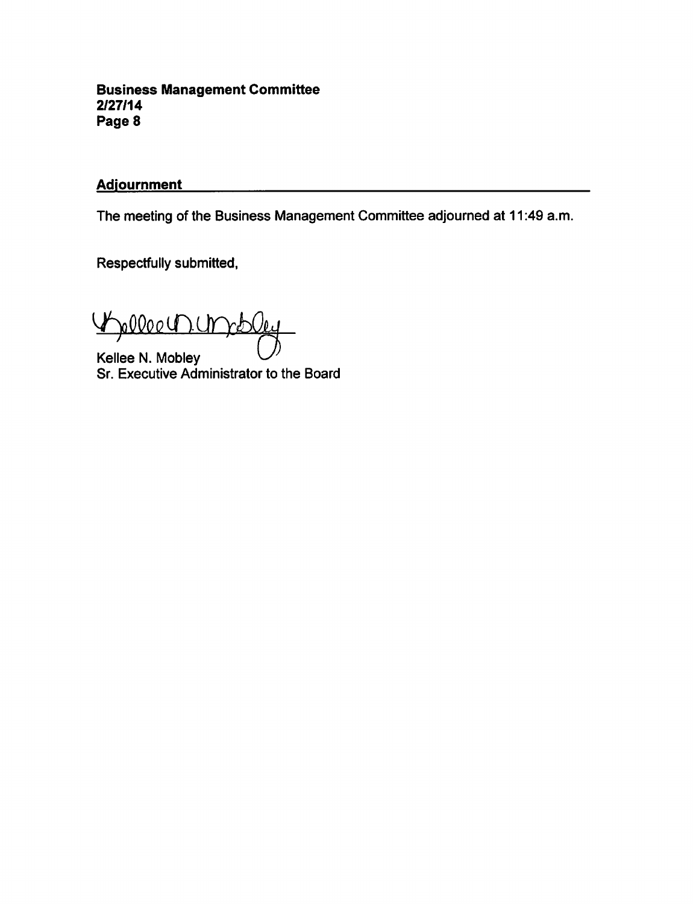**Business Management Committee**
**2/27/14**
**Page 8**

## Adjournment

The meeting of the Business Management Committee adjourned at 11:49 a.m.

Respectfully submitted,

Kellee N. Mobley
Sr. Executive Administrator to the Board